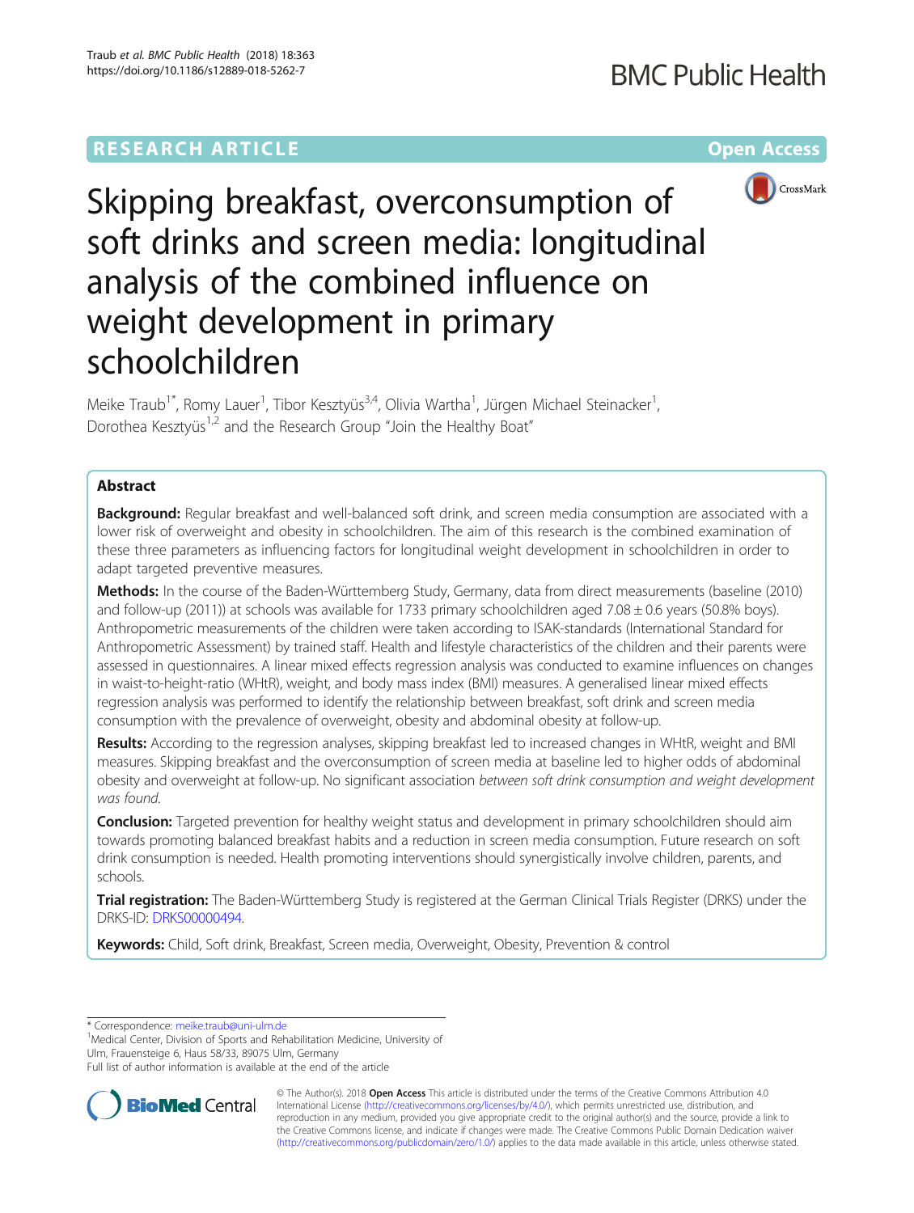RESEARCH ARTICLE

Open Access

# Skipping breakfast, overconsumption of soft drinks and screen media: longitudinal analysis of the combined influence on weight development in primary schoolchildren

Meike Traub[1*], Romy Lauer[1], Tibor Kesztyüs[3,4], Olivia Wartha[1], Jürgen Michael Steinacker[1], Dorothea Kesztyüs[1,2] and the Research Group "Join the Healthy Boat"

## Abstract

**Background:** Regular breakfast and well-balanced soft drink, and screen media consumption are associated with a lower risk of overweight and obesity in schoolchildren. The aim of this research is the combined examination of these three parameters as influencing factors for longitudinal weight development in schoolchildren in order to adapt targeted preventive measures.

**Methods:** In the course of the Baden-Württemberg Study, Germany, data from direct measurements (baseline (2010) and follow-up (2011)) at schools was available for 1733 primary schoolchildren aged 7.08 ± 0.6 years (50.8% boys). Anthropometric measurements of the children were taken according to ISAK-standards (International Standard for Anthropometric Assessment) by trained staff. Health and lifestyle characteristics of the children and their parents were assessed in questionnaires. A linear mixed effects regression analysis was conducted to examine influences on changes in waist-to-height-ratio (WHtR), weight, and body mass index (BMI) measures. A generalised linear mixed effects regression analysis was performed to identify the relationship between breakfast, soft drink and screen media consumption with the prevalence of overweight, obesity and abdominal obesity at follow-up.

**Results:** According to the regression analyses, skipping breakfast led to increased changes in WHtR, weight and BMI measures. Skipping breakfast and the overconsumption of screen media at baseline led to higher odds of abdominal obesity and overweight at follow-up. No significant association *between soft drink consumption and weight development was found.*

**Conclusion:** Targeted prevention for healthy weight status and development in primary schoolchildren should aim towards promoting balanced breakfast habits and a reduction in screen media consumption. Future research on soft drink consumption is needed. Health promoting interventions should synergistically involve children, parents, and schools.

**Trial registration:** The Baden-Württemberg Study is registered at the German Clinical Trials Register (DRKS) under the DRKS-ID: DRKS00000494.

**Keywords:** Child, Soft drink, Breakfast, Screen media, Overweight, Obesity, Prevention & control

\* Correspondence: meike.traub@uni-ulm.de

[1]Medical Center, Division of Sports and Rehabilitation Medicine, University of Ulm, Frauensteige 6, Haus 58/33, 89075 Ulm, Germany

Full list of author information is available at the end of the article

© The Author(s). 2018 **Open Access** This article is distributed under the terms of the Creative Commons Attribution 4.0 International License (http://creativecommons.org/licenses/by/4.0/), which permits unrestricted use, distribution, and reproduction in any medium, provided you give appropriate credit to the original author(s) and the source, provide a link to the Creative Commons license, and indicate if changes were made. The Creative Commons Public Domain Dedication waiver (http://creativecommons.org/publicdomain/zero/1.0/) applies to the data made available in this article, unless otherwise stated.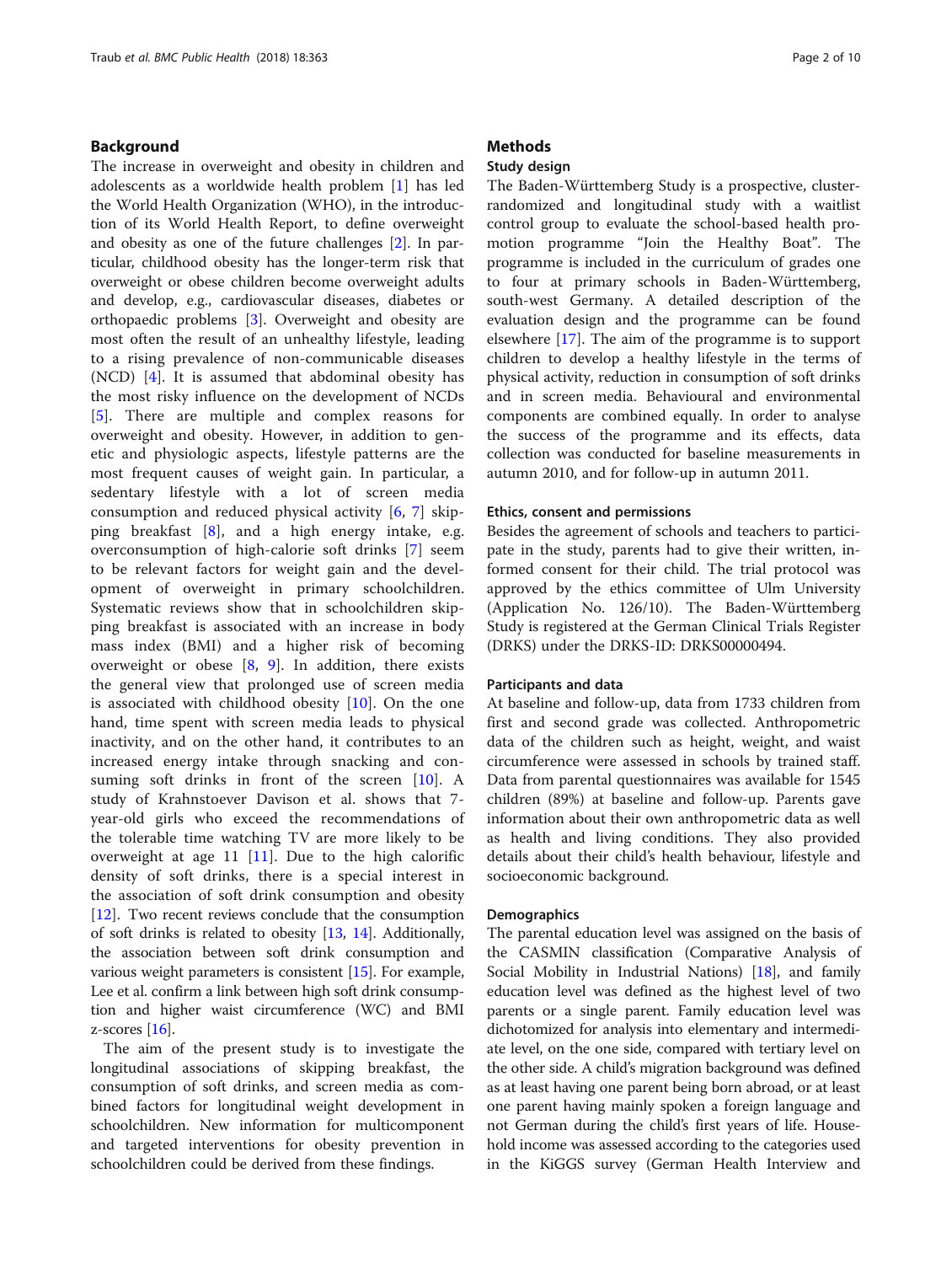## Background

The increase in overweight and obesity in children and adolescents as a worldwide health problem [1] has led the World Health Organization (WHO), in the introduction of its World Health Report, to define overweight and obesity as one of the future challenges [2]. In particular, childhood obesity has the longer-term risk that overweight or obese children become overweight adults and develop, e.g., cardiovascular diseases, diabetes or orthopaedic problems [3]. Overweight and obesity are most often the result of an unhealthy lifestyle, leading to a rising prevalence of non-communicable diseases (NCD) [4]. It is assumed that abdominal obesity has the most risky influence on the development of NCDs [5]. There are multiple and complex reasons for overweight and obesity. However, in addition to genetic and physiologic aspects, lifestyle patterns are the most frequent causes of weight gain. In particular, a sedentary lifestyle with a lot of screen media consumption and reduced physical activity [6, 7] skipping breakfast [8], and a high energy intake, e.g. overconsumption of high-calorie soft drinks [7] seem to be relevant factors for weight gain and the development of overweight in primary schoolchildren. Systematic reviews show that in schoolchildren skipping breakfast is associated with an increase in body mass index (BMI) and a higher risk of becoming overweight or obese [8, 9]. In addition, there exists the general view that prolonged use of screen media is associated with childhood obesity [10]. On the one hand, time spent with screen media leads to physical inactivity, and on the other hand, it contributes to an increased energy intake through snacking and consuming soft drinks in front of the screen [10]. A study of Krahnstoever Davison et al. shows that 7-year-old girls who exceed the recommendations of the tolerable time watching TV are more likely to be overweight at age 11 [11]. Due to the high calorific density of soft drinks, there is a special interest in the association of soft drink consumption and obesity [12]. Two recent reviews conclude that the consumption of soft drinks is related to obesity [13, 14]. Additionally, the association between soft drink consumption and various weight parameters is consistent [15]. For example, Lee et al. confirm a link between high soft drink consumption and higher waist circumference (WC) and BMI z-scores [16].

The aim of the present study is to investigate the longitudinal associations of skipping breakfast, the consumption of soft drinks, and screen media as combined factors for longitudinal weight development in schoolchildren. New information for multicomponent and targeted interventions for obesity prevention in schoolchildren could be derived from these findings.

## Methods

### Study design

The Baden-Württemberg Study is a prospective, cluster-randomized and longitudinal study with a waitlist control group to evaluate the school-based health promotion programme "Join the Healthy Boat". The programme is included in the curriculum of grades one to four at primary schools in Baden-Württemberg, south-west Germany. A detailed description of the evaluation design and the programme can be found elsewhere [17]. The aim of the programme is to support children to develop a healthy lifestyle in the terms of physical activity, reduction in consumption of soft drinks and in screen media. Behavioural and environmental components are combined equally. In order to analyse the success of the programme and its effects, data collection was conducted for baseline measurements in autumn 2010, and for follow-up in autumn 2011.

### Ethics, consent and permissions

Besides the agreement of schools and teachers to participate in the study, parents had to give their written, informed consent for their child. The trial protocol was approved by the ethics committee of Ulm University (Application No. 126/10). The Baden-Württemberg Study is registered at the German Clinical Trials Register (DRKS) under the DRKS-ID: DRKS00000494.

### Participants and data

At baseline and follow-up, data from 1733 children from first and second grade was collected. Anthropometric data of the children such as height, weight, and waist circumference were assessed in schools by trained staff. Data from parental questionnaires was available for 1545 children (89%) at baseline and follow-up. Parents gave information about their own anthropometric data as well as health and living conditions. They also provided details about their child's health behaviour, lifestyle and socioeconomic background.

### Demographics

The parental education level was assigned on the basis of the CASMIN classification (Comparative Analysis of Social Mobility in Industrial Nations) [18], and family education level was defined as the highest level of two parents or a single parent. Family education level was dichotomized for analysis into elementary and intermediate level, on the one side, compared with tertiary level on the other side. A child's migration background was defined as at least having one parent being born abroad, or at least one parent having mainly spoken a foreign language and not German during the child's first years of life. Household income was assessed according to the categories used in the KiGGS survey (German Health Interview and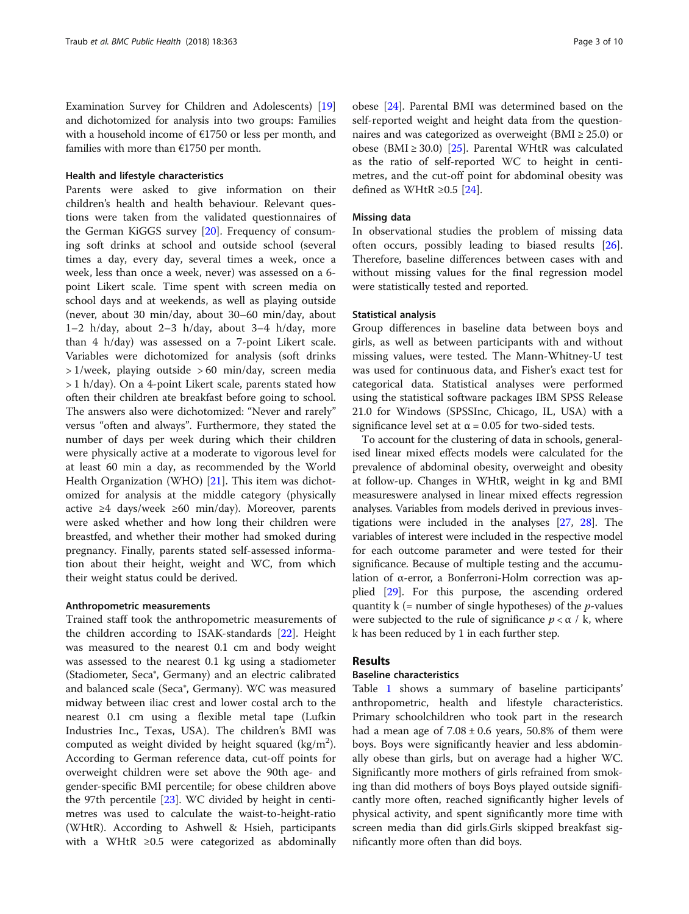Examination Survey for Children and Adolescents) [19] and dichotomized for analysis into two groups: Families with a household income of €1750 or less per month, and families with more than €1750 per month.

### Health and lifestyle characteristics

Parents were asked to give information on their children's health and health behaviour. Relevant questions were taken from the validated questionnaires of the German KiGGS survey [20]. Frequency of consuming soft drinks at school and outside school (several times a day, every day, several times a week, once a week, less than once a week, never) was assessed on a 6-point Likert scale. Time spent with screen media on school days and at weekends, as well as playing outside (never, about 30 min/day, about 30–60 min/day, about 1–2 h/day, about 2–3 h/day, about 3–4 h/day, more than 4 h/day) was assessed on a 7-point Likert scale. Variables were dichotomized for analysis (soft drinks > 1/week, playing outside > 60 min/day, screen media > 1 h/day). On a 4-point Likert scale, parents stated how often their children ate breakfast before going to school. The answers also were dichotomized: "Never and rarely" versus "often and always". Furthermore, they stated the number of days per week during which their children were physically active at a moderate to vigorous level for at least 60 min a day, as recommended by the World Health Organization (WHO) [21]. This item was dichotomized for analysis at the middle category (physically active ≥4 days/week ≥60 min/day). Moreover, parents were asked whether and how long their children were breastfed, and whether their mother had smoked during pregnancy. Finally, parents stated self-assessed information about their height, weight and WC, from which their weight status could be derived.

### Anthropometric measurements

Trained staff took the anthropometric measurements of the children according to ISAK-standards [22]. Height was measured to the nearest 0.1 cm and body weight was assessed to the nearest 0.1 kg using a stadiometer (Stadiometer, Seca®, Germany) and an electric calibrated and balanced scale (Seca®, Germany). WC was measured midway between iliac crest and lower costal arch to the nearest 0.1 cm using a flexible metal tape (Lufkin Industries Inc., Texas, USA). The children's BMI was computed as weight divided by height squared ($kg/m^2$). According to German reference data, cut-off points for overweight children were set above the 90th age- and gender-specific BMI percentile; for obese children above the 97th percentile [23]. WC divided by height in centimetres was used to calculate the waist-to-height-ratio (WHtR). According to Ashwell & Hsieh, participants with a WHtR ≥0.5 were categorized as abdominally obese [24]. Parental BMI was determined based on the self-reported weight and height data from the questionnaires and was categorized as overweight (BMI ≥ 25.0) or obese (BMI ≥ 30.0) [25]. Parental WHtR was calculated as the ratio of self-reported WC to height in centimetres, and the cut-off point for abdominal obesity was defined as WHtR ≥0.5 [24].

### Missing data

In observational studies the problem of missing data often occurs, possibly leading to biased results [26]. Therefore, baseline differences between cases with and without missing values for the final regression model were statistically tested and reported.

### Statistical analysis

Group differences in baseline data between boys and girls, as well as between participants with and without missing values, were tested. The Mann-Whitney-U test was used for continuous data, and Fisher's exact test for categorical data. Statistical analyses were performed using the statistical software packages IBM SPSS Release 21.0 for Windows (SPSSInc, Chicago, IL, USA) with a significance level set at $\alpha = 0.05$ for two-sided tests.

To account for the clustering of data in schools, generalised linear mixed effects models were calculated for the prevalence of abdominal obesity, overweight and obesity at follow-up. Changes in WHtR, weight in kg and BMI measureswere analysed in linear mixed effects regression analyses. Variables from models derived in previous investigations were included in the analyses [27, 28]. The variables of interest were included in the respective model for each outcome parameter and were tested for their significance. Because of multiple testing and the accumulation of α-error, a Bonferroni-Holm correction was applied [29]. For this purpose, the ascending ordered quantity k (= number of single hypotheses) of the *p*-values were subjected to the rule of significance $p < \alpha / k$, where k has been reduced by 1 in each further step.

## Results

### Baseline characteristics

Table 1 shows a summary of baseline participants' anthropometric, health and lifestyle characteristics. Primary schoolchildren who took part in the research had a mean age of 7.08 ± 0.6 years, 50.8% of them were boys. Boys were significantly heavier and less abdominally obese than girls, but on average had a higher WC. Significantly more mothers of girls refrained from smoking than did mothers of boys Boys played outside significantly more often, reached significantly higher levels of physical activity, and spent significantly more time with screen media than did girls.Girls skipped breakfast significantly more often than did boys.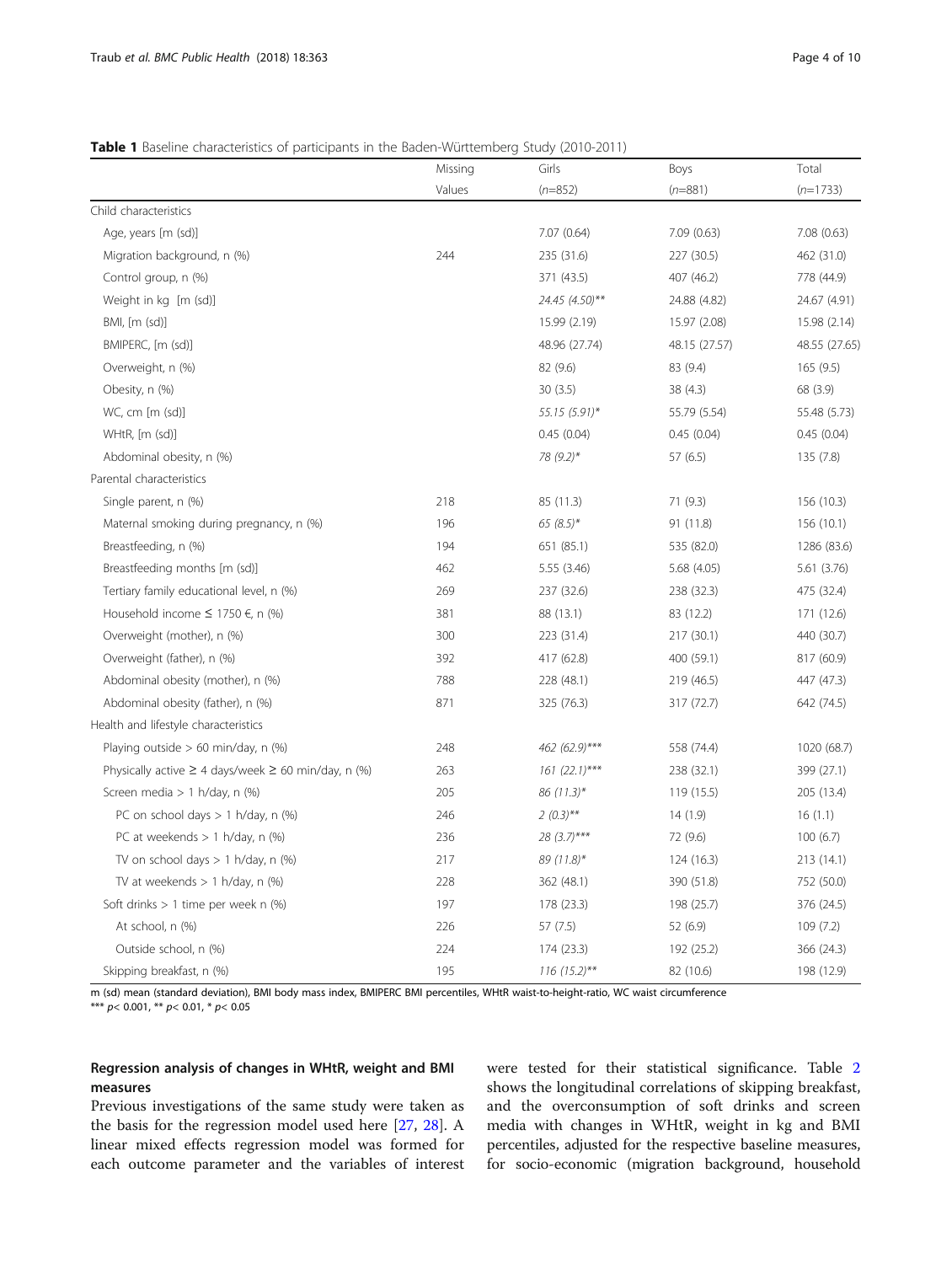**Table 1** Baseline characteristics of participants in the Baden-Württemberg Study (2010-2011)

| | Missing Values | Girls (n=852) | Boys (n=881) | Total (n=1733) |
|---|---|---|---|---|
| Child characteristics | | | | |
| Age, years [m (sd)] | | 7.07 (0.64) | 7.09 (0.63) | 7.08 (0.63) |
| Migration background, n (%) | 244 | 235 (31.6) | 227 (30.5) | 462 (31.0) |
| Control group, n (%) | | 371 (43.5) | 407 (46.2) | 778 (44.9) |
| Weight in kg [m (sd)] | | *24.45 (4.50)*** | 24.88 (4.82) | 24.67 (4.91) |
| BMI, [m (sd)] | | 15.99 (2.19) | 15.97 (2.08) | 15.98 (2.14) |
| BMIPERC, [m (sd)] | | 48.96 (27.74) | 48.15 (27.57) | 48.55 (27.65) |
| Overweight, n (%) | | 82 (9.6) | 83 (9.4) | 165 (9.5) |
| Obesity, n (%) | | 30 (3.5) | 38 (4.3) | 68 (3.9) |
| WC, cm [m (sd)] | | *55.15 (5.91)** | 55.79 (5.54) | 55.48 (5.73) |
| WHtR, [m (sd)] | | 0.45 (0.04) | 0.45 (0.04) | 0.45 (0.04) |
| Abdominal obesity, n (%) | | *78 (9.2)** | 57 (6.5) | 135 (7.8) |
| Parental characteristics | | | | |
| Single parent, n (%) | 218 | 85 (11.3) | 71 (9.3) | 156 (10.3) |
| Maternal smoking during pregnancy, n (%) | 196 | *65 (8.5)** | 91 (11.8) | 156 (10.1) |
| Breastfeeding, n (%) | 194 | 651 (85.1) | 535 (82.0) | 1286 (83.6) |
| Breastfeeding months [m (sd)] | 462 | 5.55 (3.46) | 5.68 (4.05) | 5.61 (3.76) |
| Tertiary family educational level, n (%) | 269 | 237 (32.6) | 238 (32.3) | 475 (32.4) |
| Household income ≤ 1750 €, n (%) | 381 | 88 (13.1) | 83 (12.2) | 171 (12.6) |
| Overweight (mother), n (%) | 300 | 223 (31.4) | 217 (30.1) | 440 (30.7) |
| Overweight (father), n (%) | 392 | 417 (62.8) | 400 (59.1) | 817 (60.9) |
| Abdominal obesity (mother), n (%) | 788 | 228 (48.1) | 219 (46.5) | 447 (47.3) |
| Abdominal obesity (father), n (%) | 871 | 325 (76.3) | 317 (72.7) | 642 (74.5) |
| Health and lifestyle characteristics | | | | |
| Playing outside > 60 min/day, n (%) | 248 | *462 (62.9)**** | 558 (74.4) | 1020 (68.7) |
| Physically active ≥ 4 days/week ≥ 60 min/day, n (%) | 263 | *161 (22.1)**** | 238 (32.1) | 399 (27.1) |
| Screen media > 1 h/day, n (%) | 205 | *86 (11.3)** | 119 (15.5) | 205 (13.4) |
| PC on school days > 1 h/day, n (%) | 246 | *2 (0.3)*** | 14 (1.9) | 16 (1.1) |
| PC at weekends > 1 h/day, n (%) | 236 | *28 (3.7)**** | 72 (9.6) | 100 (6.7) |
| TV on school days > 1 h/day, n (%) | 217 | *89 (11.8)** | 124 (16.3) | 213 (14.1) |
| TV at weekends > 1 h/day, n (%) | 228 | 362 (48.1) | 390 (51.8) | 752 (50.0) |
| Soft drinks > 1 time per week n (%) | 197 | 178 (23.3) | 198 (25.7) | 376 (24.5) |
| At school, n (%) | 226 | 57 (7.5) | 52 (6.9) | 109 (7.2) |
| Outside school, n (%) | 224 | 174 (23.3) | 192 (25.2) | 366 (24.3) |
| Skipping breakfast, n (%) | 195 | *116 (15.2)*** | 82 (10.6) | 198 (12.9) |

m (sd) mean (standard deviation), BMI body mass index, BMIPERC BMI percentiles, WHtR waist-to-height-ratio, WC waist circumference
*** $p < 0.001$, ** $p < 0.01$, * $p < 0.05$

## Regression analysis of changes in WHtR, weight and BMI measures

Previous investigations of the same study were taken as the basis for the regression model used here [27, 28]. A linear mixed effects regression model was formed for each outcome parameter and the variables of interest were tested for their statistical significance. Table 2 shows the longitudinal correlations of skipping breakfast, and the overconsumption of soft drinks and screen media with changes in WHtR, weight in kg and BMI percentiles, adjusted for the respective baseline measures, for socio-economic (migration background, household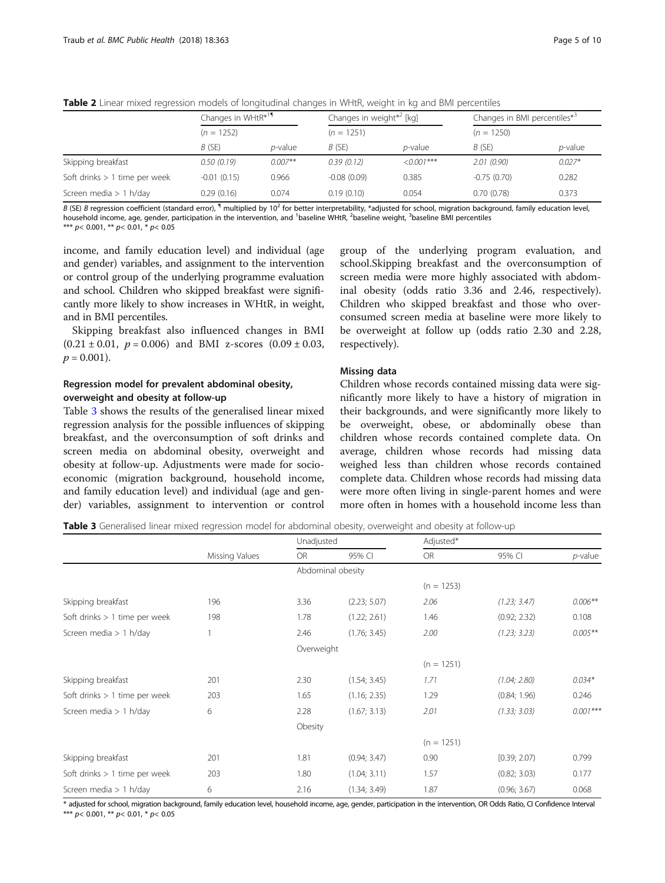**Table 2** Linear mixed regression models of longitudinal changes in WHtR, weight in kg and BMI percentiles

| | Changes in WHtR*[1¶] | | Changes in weight*[2] [kg] | | Changes in BMI percentiles*[3] | |
|---|---|---|---|---|---|---|
| | (n = 1252) | | (n = 1251) | | (n = 1250) | |
| | B (SE) | p-value | B (SE) | p-value | B (SE) | p-value |
| Skipping breakfast | *0.50 (0.19)* | *0.007*** | *0.39 (0.12)* | *<0.001**** | *2.01 (0.90)* | *0.027** |
| Soft drinks > 1 time per week | -0.01 (0.15) | 0.966 | -0.08 (0.09) | 0.385 | -0.75 (0.70) | 0.282 |
| Screen media > 1 h/day | 0.29 (0.16) | 0.074 | 0.19 (0.10) | 0.054 | 0.70 (0.78) | 0.373 |

*B* (SE) *B* regression coefficient (standard error), ¶ multiplied by $10^2$ for better interpretability, *adjusted for school, migration background, family education level, household income, age, gender, participation in the intervention, and [1]baseline WHtR, [2]baseline weight, [3]baseline BMI percentiles
*** $p< 0.001$, ** $p< 0.01$, * $p< 0.05$

income, and family education level) and individual (age and gender) variables, and assignment to the intervention or control group of the underlying programme evaluation and school. Children who skipped breakfast were significantly more likely to show increases in WHtR, in weight, and in BMI percentiles.

Skipping breakfast also influenced changes in BMI ($0.21 \pm 0.01$, $p = 0.006$) and BMI z-scores ($0.09 \pm 0.03$, $p = 0.001$).

### Regression model for prevalent abdominal obesity, overweight and obesity at follow-up

Table 3 shows the results of the generalised linear mixed regression analysis for the possible influences of skipping breakfast, and the overconsumption of soft drinks and screen media on abdominal obesity, overweight and obesity at follow-up. Adjustments were made for socio-economic (migration background, household income, and family education level) and individual (age and gender) variables, assignment to intervention or control group of the underlying program evaluation, and school.Skipping breakfast and the overconsumption of screen media were more highly associated with abdominal obesity (odds ratio 3.36 and 2.46, respectively). Children who skipped breakfast and those who overconsumed screen media at baseline were more likely to be overweight at follow up (odds ratio 2.30 and 2.28, respectively).

### Missing data

Children whose records contained missing data were significantly more likely to have a history of migration in their backgrounds, and were significantly more likely to be overweight, obese, or abdominally obese than children whose records contained complete data. On average, children whose records had missing data weighed less than children whose records contained complete data. Children whose records had missing data were more often living in single-parent homes and were more often in homes with a household income less than

**Table 3** Generalised linear mixed regression model for abdominal obesity, overweight and obesity at follow-up

| | | Unadjusted | | Adjusted* | | |
|---|---|---|---|---|---|---|
| | Missing Values | OR | 95% CI | OR | 95% CI | p-value |
| | | Abdominal obesity | | | | |
| | | | | (n = 1253) | | |
| Skipping breakfast | 196 | 3.36 | (2.23; 5.07) | *2.06* | *(1.23; 3.47)* | *0.006*** |
| Soft drinks > 1 time per week | 198 | 1.78 | (1.22; 2.61) | 1.46 | (0.92; 2.32) | 0.108 |
| Screen media > 1 h/day | 1 | 2.46 | (1.76; 3.45) | *2.00* | *(1.23; 3.23)* | *0.005*** |
| | | Overweight | | | | |
| | | | | (n = 1251) | | |
| Skipping breakfast | 201 | 2.30 | (1.54; 3.45) | *1.71* | *(1.04; 2.80)* | *0.034** |
| Soft drinks > 1 time per week | 203 | 1.65 | (1.16; 2.35) | 1.29 | (0.84; 1.96) | 0.246 |
| Screen media > 1 h/day | 6 | 2.28 | (1.67; 3.13) | *2.01* | *(1.33; 3.03)* | *0.001**** |
| | | Obesity | | | | |
| | | | | (n = 1251) | | |
| Skipping breakfast | 201 | 1.81 | (0.94; 3.47) | 0.90 | [0.39; 2.07) | 0.799 |
| Soft drinks > 1 time per week | 203 | 1.80 | (1.04; 3.11) | 1.57 | (0.82; 3.03) | 0.177 |
| Screen media > 1 h/day | 6 | 2.16 | (1.34; 3.49) | 1.87 | (0.96; 3.67) | 0.068 |

\* adjusted for school, migration background, family education level, household income, age, gender, participation in the intervention, OR Odds Ratio, CI Confidence Interval
*** $p< 0.001$, ** $p< 0.01$, * $p< 0.05$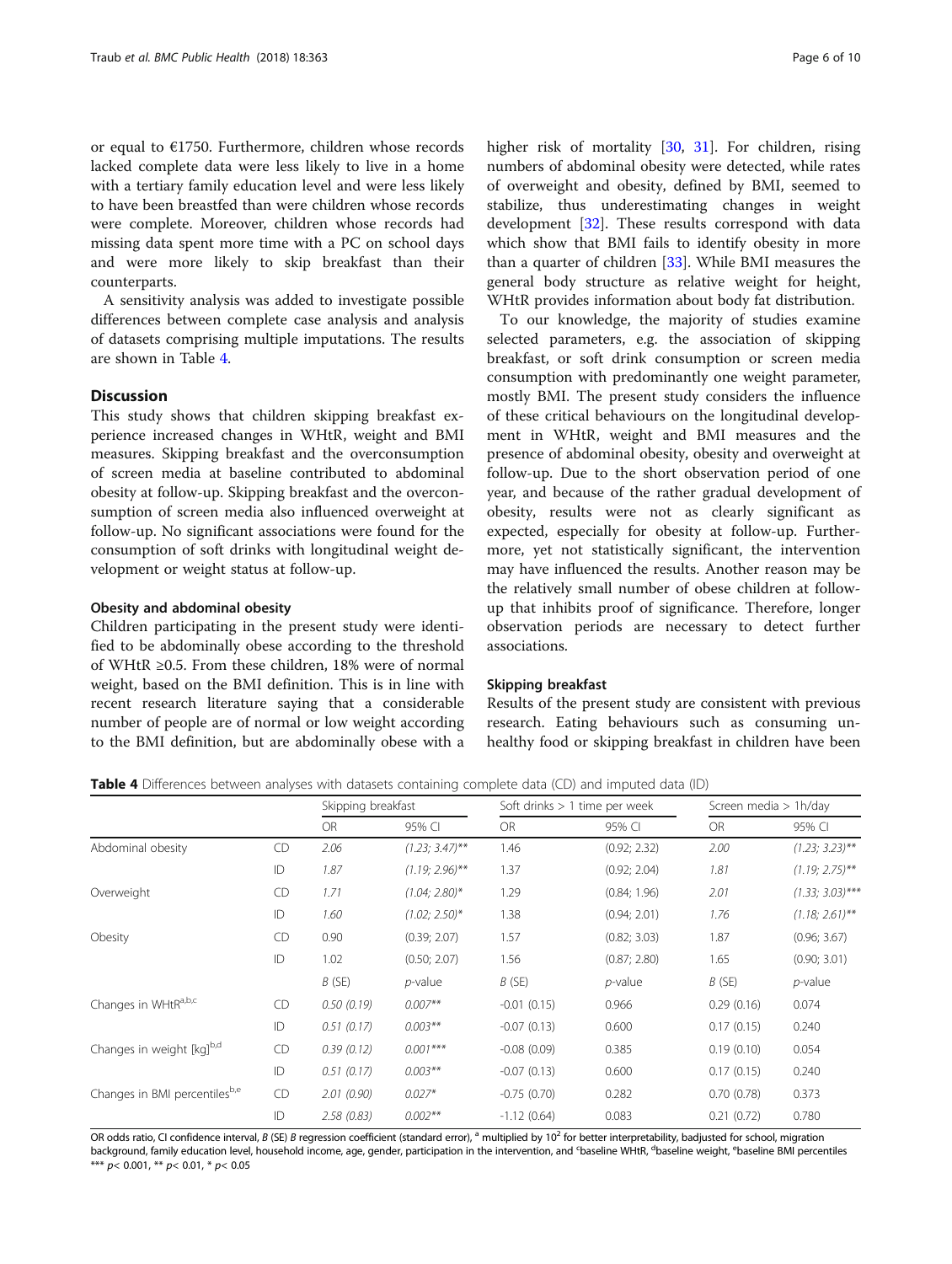or equal to €1750. Furthermore, children whose records lacked complete data were less likely to live in a home with a tertiary family education level and were less likely to have been breastfed than were children whose records were complete. Moreover, children whose records had missing data spent more time with a PC on school days and were more likely to skip breakfast than their counterparts.

A sensitivity analysis was added to investigate possible differences between complete case analysis and analysis of datasets comprising multiple imputations. The results are shown in Table 4.

## Discussion

This study shows that children skipping breakfast experience increased changes in WHtR, weight and BMI measures. Skipping breakfast and the overconsumption of screen media at baseline contributed to abdominal obesity at follow-up. Skipping breakfast and the overconsumption of screen media also influenced overweight at follow-up. No significant associations were found for the consumption of soft drinks with longitudinal weight development or weight status at follow-up.

### Obesity and abdominal obesity

Children participating in the present study were identified to be abdominally obese according to the threshold of WHtR ≥0.5. From these children, 18% were of normal weight, based on the BMI definition. This is in line with recent research literature saying that a considerable number of people are of normal or low weight according to the BMI definition, but are abdominally obese with a higher risk of mortality [30, 31]. For children, rising numbers of abdominal obesity were detected, while rates of overweight and obesity, defined by BMI, seemed to stabilize, thus underestimating changes in weight development [32]. These results correspond with data which show that BMI fails to identify obesity in more than a quarter of children [33]. While BMI measures the general body structure as relative weight for height, WHtR provides information about body fat distribution.

To our knowledge, the majority of studies examine selected parameters, e.g. the association of skipping breakfast, or soft drink consumption or screen media consumption with predominantly one weight parameter, mostly BMI. The present study considers the influence of these critical behaviours on the longitudinal development in WHtR, weight and BMI measures and the presence of abdominal obesity, obesity and overweight at follow-up. Due to the short observation period of one year, and because of the rather gradual development of obesity, results were not as clearly significant as expected, especially for obesity at follow-up. Furthermore, yet not statistically significant, the intervention may have influenced the results. Another reason may be the relatively small number of obese children at follow-up that inhibits proof of significance. Therefore, longer observation periods are necessary to detect further associations.

### Skipping breakfast

Results of the present study are consistent with previous research. Eating behaviours such as consuming unhealthy food or skipping breakfast in children have been

**Table 4** Differences between analyses with datasets containing complete data (CD) and imputed data (ID)

| | | Skipping breakfast | | Soft drinks > 1 time per week | | Screen media > 1h/day | |
|---|---|---|---|---|---|---|---|
| | | OR | 95% CI | OR | 95% CI | OR | 95% CI |
| Abdominal obesity | CD | *2.06* | *(1.23; 3.47)*** | 1.46 | (0.92; 2.32) | *2.00* | *(1.23; 3.23)*** |
| | ID | *1.87* | *(1.19; 2.96)*** | 1.37 | (0.92; 2.04) | *1.81* | *(1.19; 2.75)*** |
| Overweight | CD | *1.71* | *(1.04; 2.80)** | 1.29 | (0.84; 1.96) | *2.01* | *(1.33; 3.03)**** |
| | ID | *1.60* | *(1.02; 2.50)** | 1.38 | (0.94; 2.01) | *1.76* | *(1.18; 2.61)*** |
| Obesity | CD | 0.90 | (0.39; 2.07) | 1.57 | (0.82; 3.03) | 1.87 | (0.96; 3.67) |
| | ID | 1.02 | (0.50; 2.07) | 1.56 | (0.87; 2.80) | 1.65 | (0.90; 3.01) |
| | | *B* (SE) | *p*-value | *B* (SE) | *p*-value | *B* (SE) | *p*-value |
| Changes in WHtR[a,b,c] | CD | *0.50 (0.19)* | *0.007*** | -0.01 (0.15) | 0.966 | 0.29 (0.16) | 0.074 |
| | ID | *0.51 (0.17)* | *0.003*** | -0.07 (0.13) | 0.600 | 0.17 (0.15) | 0.240 |
| Changes in weight [kg][b,d] | CD | *0.39 (0.12)* | *0.001**** | -0.08 (0.09) | 0.385 | 0.19 (0.10) | 0.054 |
| | ID | *0.51 (0.17)* | *0.003*** | -0.07 (0.13) | 0.600 | 0.17 (0.15) | 0.240 |
| Changes in BMI percentiles[b,e] | CD | *2.01 (0.90)* | *0.027** | -0.75 (0.70) | 0.282 | 0.70 (0.78) | 0.373 |
| | ID | *2.58 (0.83)* | *0.002*** | -1.12 (0.64) | 0.083 | 0.21 (0.72) | 0.780 |

OR odds ratio, CI confidence interval, *B* (SE) *B* regression coefficient (standard error), [a] multiplied by $10^2$ for better interpretability, [b]adjusted for school, migration background, family education level, household income, age, gender, participation in the intervention, and [c]baseline WHtR, [d]baseline weight, [e]baseline BMI percentiles
*** $p < 0.001$, ** $p < 0.01$, * $p < 0.05$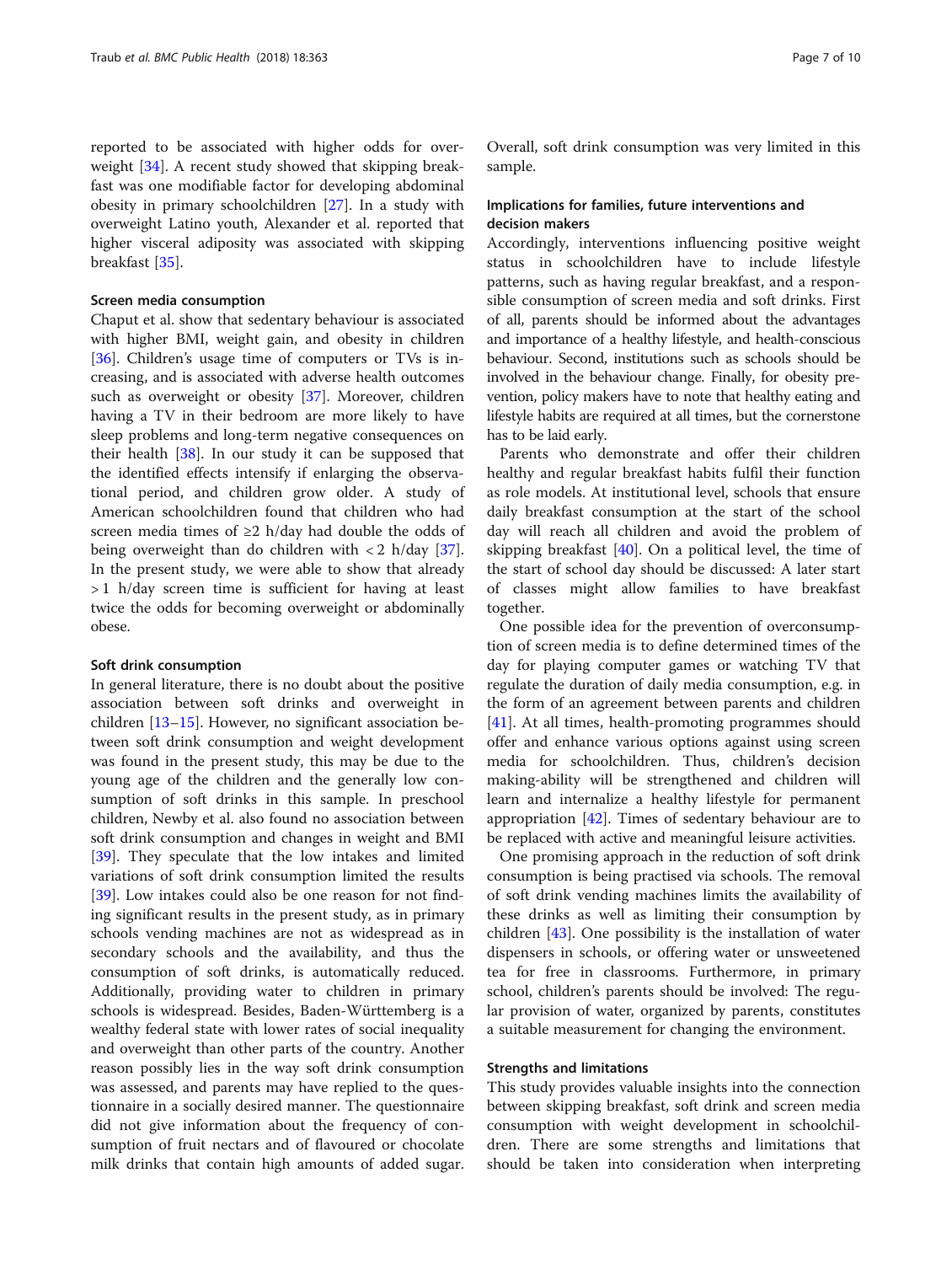reported to be associated with higher odds for overweight [34]. A recent study showed that skipping breakfast was one modifiable factor for developing abdominal obesity in primary schoolchildren [27]. In a study with overweight Latino youth, Alexander et al. reported that higher visceral adiposity was associated with skipping breakfast [35].

### Screen media consumption

Chaput et al. show that sedentary behaviour is associated with higher BMI, weight gain, and obesity in children [36]. Children's usage time of computers or TVs is increasing, and is associated with adverse health outcomes such as overweight or obesity [37]. Moreover, children having a TV in their bedroom are more likely to have sleep problems and long-term negative consequences on their health [38]. In our study it can be supposed that the identified effects intensify if enlarging the observational period, and children grow older. A study of American schoolchildren found that children who had screen media times of ≥2 h/day had double the odds of being overweight than do children with < 2 h/day [37]. In the present study, we were able to show that already > 1 h/day screen time is sufficient for having at least twice the odds for becoming overweight or abdominally obese.

### Soft drink consumption

In general literature, there is no doubt about the positive association between soft drinks and overweight in children [13–15]. However, no significant association between soft drink consumption and weight development was found in the present study, this may be due to the young age of the children and the generally low consumption of soft drinks in this sample. In preschool children, Newby et al. also found no association between soft drink consumption and changes in weight and BMI [39]. They speculate that the low intakes and limited variations of soft drink consumption limited the results [39]. Low intakes could also be one reason for not finding significant results in the present study, as in primary schools vending machines are not as widespread as in secondary schools and the availability, and thus the consumption of soft drinks, is automatically reduced. Additionally, providing water to children in primary schools is widespread. Besides, Baden-Württemberg is a wealthy federal state with lower rates of social inequality and overweight than other parts of the country. Another reason possibly lies in the way soft drink consumption was assessed, and parents may have replied to the questionnaire in a socially desired manner. The questionnaire did not give information about the frequency of consumption of fruit nectars and of flavoured or chocolate milk drinks that contain high amounts of added sugar. Overall, soft drink consumption was very limited in this sample.

### Implications for families, future interventions and decision makers

Accordingly, interventions influencing positive weight status in schoolchildren have to include lifestyle patterns, such as having regular breakfast, and a responsible consumption of screen media and soft drinks. First of all, parents should be informed about the advantages and importance of a healthy lifestyle, and health-conscious behaviour. Second, institutions such as schools should be involved in the behaviour change. Finally, for obesity prevention, policy makers have to note that healthy eating and lifestyle habits are required at all times, but the cornerstone has to be laid early.

Parents who demonstrate and offer their children healthy and regular breakfast habits fulfil their function as role models. At institutional level, schools that ensure daily breakfast consumption at the start of the school day will reach all children and avoid the problem of skipping breakfast [40]. On a political level, the time of the start of school day should be discussed: A later start of classes might allow families to have breakfast together.

One possible idea for the prevention of overconsumption of screen media is to define determined times of the day for playing computer games or watching TV that regulate the duration of daily media consumption, e.g. in the form of an agreement between parents and children [41]. At all times, health-promoting programmes should offer and enhance various options against using screen media for schoolchildren. Thus, children's decision making-ability will be strengthened and children will learn and internalize a healthy lifestyle for permanent appropriation [42]. Times of sedentary behaviour are to be replaced with active and meaningful leisure activities.

One promising approach in the reduction of soft drink consumption is being practised via schools. The removal of soft drink vending machines limits the availability of these drinks as well as limiting their consumption by children [43]. One possibility is the installation of water dispensers in schools, or offering water or unsweetened tea for free in classrooms. Furthermore, in primary school, children's parents should be involved: The regular provision of water, organized by parents, constitutes a suitable measurement for changing the environment.

### Strengths and limitations

This study provides valuable insights into the connection between skipping breakfast, soft drink and screen media consumption with weight development in schoolchildren. There are some strengths and limitations that should be taken into consideration when interpreting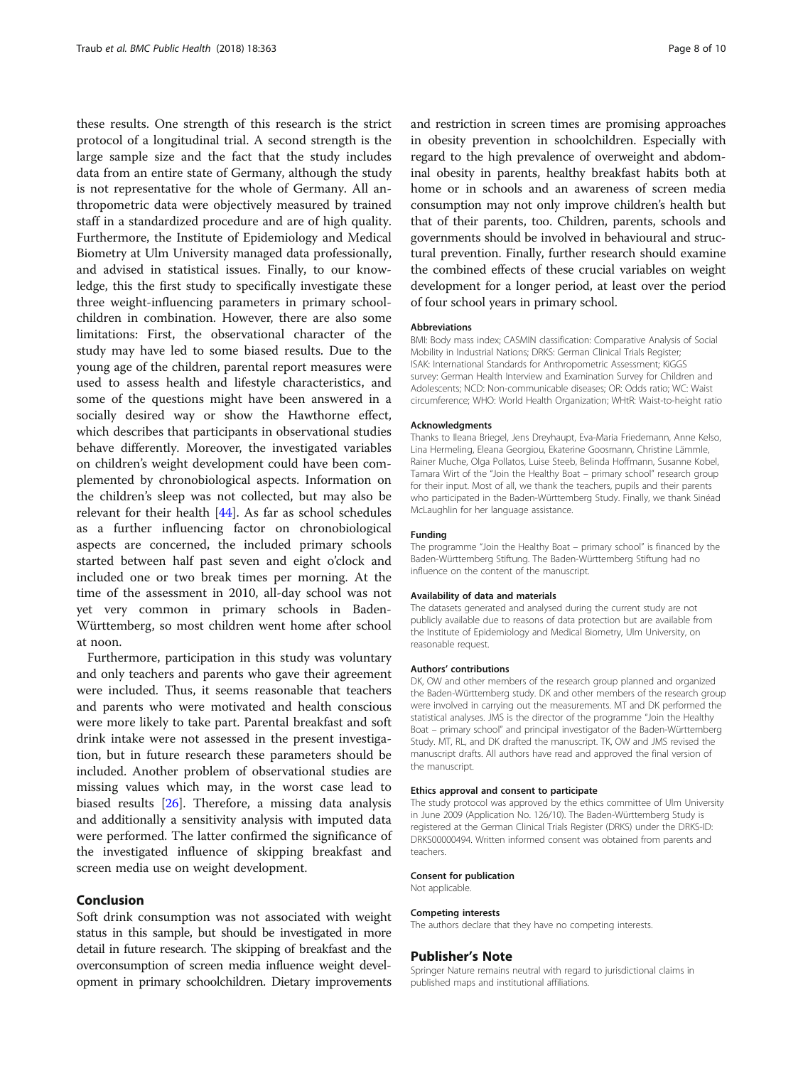these results. One strength of this research is the strict protocol of a longitudinal trial. A second strength is the large sample size and the fact that the study includes data from an entire state of Germany, although the study is not representative for the whole of Germany. All anthropometric data were objectively measured by trained staff in a standardized procedure and are of high quality. Furthermore, the Institute of Epidemiology and Medical Biometry at Ulm University managed data professionally, and advised in statistical issues. Finally, to our knowledge, this the first study to specifically investigate these three weight-influencing parameters in primary schoolchildren in combination. However, there are also some limitations: First, the observational character of the study may have led to some biased results. Due to the young age of the children, parental report measures were used to assess health and lifestyle characteristics, and some of the questions might have been answered in a socially desired way or show the Hawthorne effect, which describes that participants in observational studies behave differently. Moreover, the investigated variables on children's weight development could have been complemented by chronobiological aspects. Information on the children's sleep was not collected, but may also be relevant for their health [44]. As far as school schedules as a further influencing factor on chronobiological aspects are concerned, the included primary schools started between half past seven and eight o'clock and included one or two break times per morning. At the time of the assessment in 2010, all-day school was not yet very common in primary schools in Baden-Württemberg, so most children went home after school at noon.

Furthermore, participation in this study was voluntary and only teachers and parents who gave their agreement were included. Thus, it seems reasonable that teachers and parents who were motivated and health conscious were more likely to take part. Parental breakfast and soft drink intake were not assessed in the present investigation, but in future research these parameters should be included. Another problem of observational studies are missing values which may, in the worst case lead to biased results [26]. Therefore, a missing data analysis and additionally a sensitivity analysis with imputed data were performed. The latter confirmed the significance of the investigated influence of skipping breakfast and screen media use on weight development.

## Conclusion

Soft drink consumption was not associated with weight status in this sample, but should be investigated in more detail in future research. The skipping of breakfast and the overconsumption of screen media influence weight development in primary schoolchildren. Dietary improvements and restriction in screen times are promising approaches in obesity prevention in schoolchildren. Especially with regard to the high prevalence of overweight and abdominal obesity in parents, healthy breakfast habits both at home or in schools and an awareness of screen media consumption may not only improve children's health but that of their parents, too. Children, parents, schools and governments should be involved in behavioural and structural prevention. Finally, further research should examine the combined effects of these crucial variables on weight development for a longer period, at least over the period of four school years in primary school.

#### Abbreviations

BMI: Body mass index; CASMIN classification: Comparative Analysis of Social Mobility in Industrial Nations; DRKS: German Clinical Trials Register; ISAK: International Standards for Anthropometric Assessment; KiGGS survey: German Health Interview and Examination Survey for Children and Adolescents; NCD: Non-communicable diseases; OR: Odds ratio; WC: Waist circumference; WHO: World Health Organization; WHtR: Waist-to-height ratio

#### Acknowledgments

Thanks to Ileana Briegel, Jens Dreyhaupt, Eva-Maria Friedemann, Anne Kelso, Lina Hermeling, Eleana Georgiou, Ekaterine Goosmann, Christine Lämmle, Rainer Muche, Olga Pollatos, Luise Steeb, Belinda Hoffmann, Susanne Kobel, Tamara Wirt of the "Join the Healthy Boat – primary school" research group for their input. Most of all, we thank the teachers, pupils and their parents who participated in the Baden-Württemberg Study. Finally, we thank Sinéad McLaughlin for her language assistance.

#### Funding

The programme "Join the Healthy Boat – primary school" is financed by the Baden-Württemberg Stiftung. The Baden-Württemberg Stiftung had no influence on the content of the manuscript.

#### Availability of data and materials

The datasets generated and analysed during the current study are not publicly available due to reasons of data protection but are available from the Institute of Epidemiology and Medical Biometry, Ulm University, on reasonable request.

#### Authors' contributions

DK, OW and other members of the research group planned and organized the Baden-Württemberg study. DK and other members of the research group were involved in carrying out the measurements. MT and DK performed the statistical analyses. JMS is the director of the programme "Join the Healthy Boat – primary school" and principal investigator of the Baden-Württemberg Study. MT, RL, and DK drafted the manuscript. TK, OW and JMS revised the manuscript drafts. All authors have read and approved the final version of the manuscript.

#### Ethics approval and consent to participate

The study protocol was approved by the ethics committee of Ulm University in June 2009 (Application No. 126/10). The Baden-Württemberg Study is registered at the German Clinical Trials Register (DRKS) under the DRKS-ID: DRKS00000494. Written informed consent was obtained from parents and teachers.

#### Consent for publication

Not applicable.

#### Competing interests

The authors declare that they have no competing interests.

## Publisher's Note

Springer Nature remains neutral with regard to jurisdictional claims in published maps and institutional affiliations.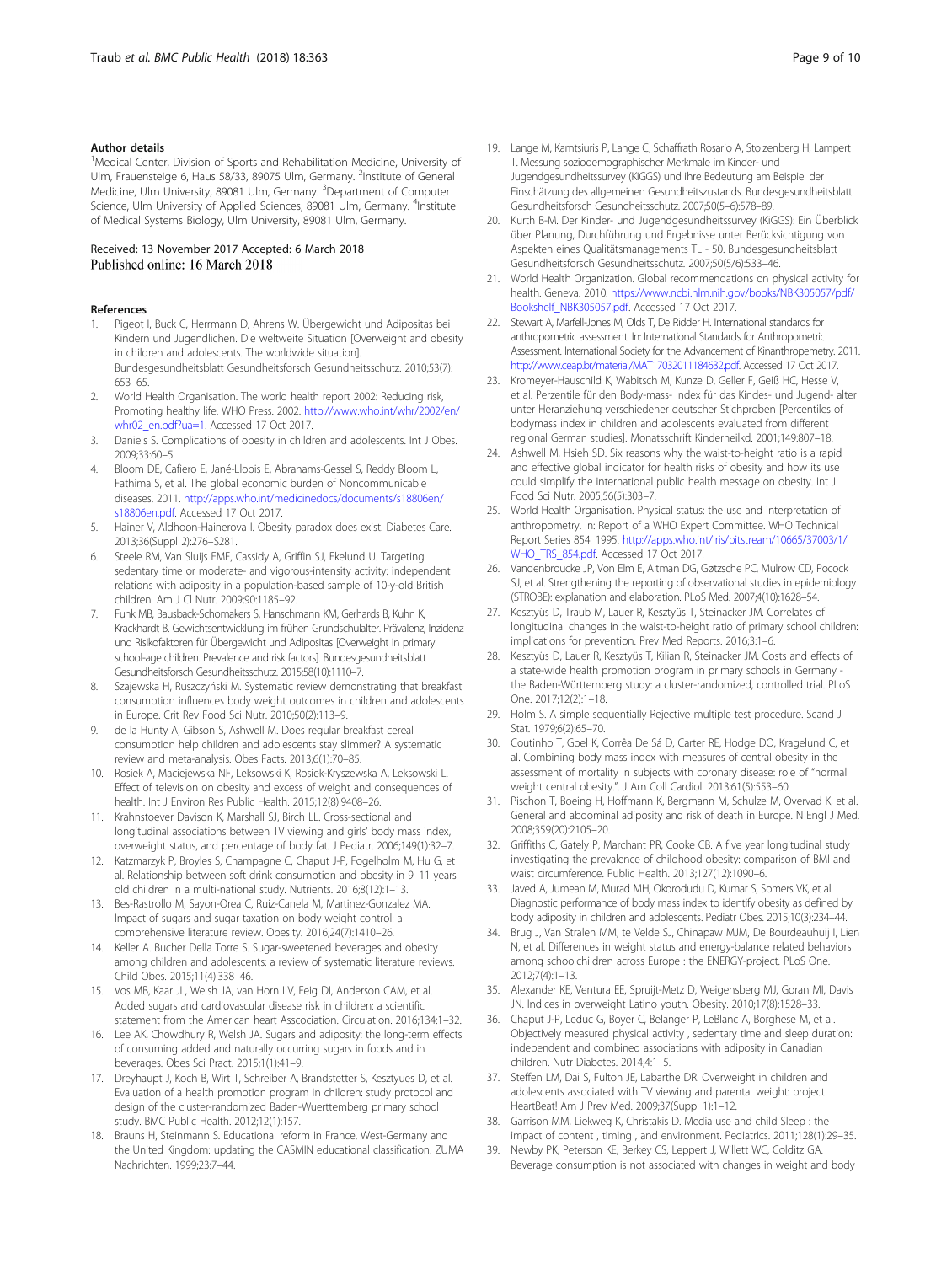#### Author details

[1]Medical Center, Division of Sports and Rehabilitation Medicine, University of Ulm, Frauensteige 6, Haus 58/33, 89075 Ulm, Germany. [2]Institute of General Medicine, Ulm University, 89081 Ulm, Germany. [3]Department of Computer Science, Ulm University of Applied Sciences, 89081 Ulm, Germany. [4]Institute of Medical Systems Biology, Ulm University, 89081 Ulm, Germany.

Received: 13 November 2017 Accepted: 6 March 2018
Published online: 16 March 2018

#### References

1. Pigeot I, Buck C, Herrmann D, Ahrens W. Übergewicht und Adipositas bei Kindern und Jugendlichen. Die weltweite Situation [Overweight and obesity in children and adolescents. The worldwide situation]. Bundesgesundheitsblatt Gesundheitsforsch Gesundheitsschutz. 2010;53(7): 653–65.
2. World Health Organisation. The world health report 2002: Reducing risk, Promoting healthy life. WHO Press. 2002. http://www.who.int/whr/2002/en/whr02_en.pdf?ua=1. Accessed 17 Oct 2017.
3. Daniels S. Complications of obesity in children and adolescents. Int J Obes. 2009;33:60–5.
4. Bloom DE, Cafiero E, Jané-Llopis E, Abrahams-Gessel S, Reddy Bloom L, Fathima S, et al. The global economic burden of Noncommunicable diseases. 2011. http://apps.who.int/medicinedocs/documents/s18806en/s18806en.pdf. Accessed 17 Oct 2017.
5. Hainer V, Aldhoon-Hainerova I. Obesity paradox does exist. Diabetes Care. 2013;36(Suppl 2):276–S281.
6. Steele RM, Van Sluijs EMF, Cassidy A, Griffin SJ, Ekelund U. Targeting sedentary time or moderate- and vigorous-intensity activity: independent relations with adiposity in a population-based sample of 10-y-old British children. Am J Cl Nutr. 2009;90:1185–92.
7. Funk MB, Bausback-Schomakers S, Hanschmann KM, Gerhards B, Kuhn K, Krackhardt B. Gewichtsentwicklung im frühen Grundschulalter. Prävalenz, Inzidenz und Risikofaktoren für Übergewicht und Adipositas [Overweight in primary school-age children. Prevalence and risk factors]. Bundesgesundheitsblatt Gesundheitsforsch Gesundheitsschutz. 2015;58(10):1110–7.
8. Szajewska H, Ruszczyński M. Systematic review demonstrating that breakfast consumption influences body weight outcomes in children and adolescents in Europe. Crit Rev Food Sci Nutr. 2010;50(2):113–9.
9. de la Hunty A, Gibson S, Ashwell M. Does regular breakfast cereal consumption help children and adolescents stay slimmer? A systematic review and meta-analysis. Obes Facts. 2013;6(1):70–85.
10. Rosiek A, Maciejewska NF, Leksowski K, Rosiek-Kryszewska A, Leksowski L. Effect of television on obesity and excess of weight and consequences of health. Int J Environ Res Public Health. 2015;12(8):9408–26.
11. Krahnstoever Davison K, Marshall SJ, Birch LL. Cross-sectional and longitudinal associations between TV viewing and girls' body mass index, overweight status, and percentage of body fat. J Pediatr. 2006;149(1):32–7.
12. Katzmarzyk P, Broyles S, Champagne C, Chaput J-P, Fogelholm M, Hu G, et al. Relationship between soft drink consumption and obesity in 9–11 years old children in a multi-national study. Nutrients. 2016;8(12):1–13.
13. Bes-Rastrollo M, Sayon-Orea C, Ruiz-Canela M, Martinez-Gonzalez MA. Impact of sugars and sugar taxation on body weight control: a comprehensive literature review. Obesity. 2016;24(7):1410–26.
14. Keller A. Bucher Della Torre S. Sugar-sweetened beverages and obesity among children and adolescents: a review of systematic literature reviews. Child Obes. 2015;11(4):338–46.
15. Vos MB, Kaar JL, Welsh JA, van Horn LV, Feig DI, Anderson CAM, et al. Added sugars and cardiovascular disease risk in children: a scientific statement from the American heart Asscociation. Circulation. 2016;134:1–32.
16. Lee AK, Chowdhury R, Welsh JA. Sugars and adiposity: the long-term effects of consuming added and naturally occurring sugars in foods and in beverages. Obes Sci Pract. 2015;1(1):41–9.
17. Dreyhaupt J, Koch B, Wirt T, Schreiber A, Brandstetter S, Kesztyues D, et al. Evaluation of a health promotion program in children: study protocol and design of the cluster-randomized Baden-Wuerttemberg primary school study. BMC Public Health. 2012;12(1):157.
18. Brauns H, Steinmann S. Educational reform in France, West-Germany and the United Kingdom: updating the CASMIN educational classification. ZUMA Nachrichten. 1999;23:7–44.
19. Lange M, Kamtsiuris P, Lange C, Schaffrath Rosario A, Stolzenberg H, Lampert T. Messung soziodemographischer Merkmale im Kinder- und Jugendgesundheitssurvey (KiGGS) und ihre Bedeutung am Beispiel der Einschätzung des allgemeinen Gesundheitszustands. Bundesgesundheitsblatt Gesundheitsforsch Gesundheitsschutz. 2007;50(5–6):578–89.
20. Kurth B-M. Der Kinder- und Jugendgesundheitssurvey (KiGGS): Ein Überblick über Planung, Durchführung und Ergebnisse unter Berücksichtigung von Aspekten eines Qualitätsmanagements TL - 50. Bundesgesundheitsblatt Gesundheitsforsch Gesundheitsschutz. 2007;50(5/6):533–46.
21. World Health Organization. Global recommendations on physical activity for health. Geneva. 2010. https://www.ncbi.nlm.nih.gov/books/NBK305057/pdf/Bookshelf_NBK305057.pdf. Accessed 17 Oct 2017.
22. Stewart A, Marfell-Jones M, Olds T, De Ridder H. International standards for anthropometric assessment. In: International Standards for Anthropometric Assessment. International Society for the Advancement of Kinanthropometry. 2011. http://www.ceap.br/material/MAT17032011184632.pdf. Accessed 17 Oct 2017.
23. Kromeyer-Hauschild K, Wabitsch M, Kunze D, Geller F, Geiß HC, Hesse V, et al. Perzentile für den Body-mass- Index für das Kindes- und Jugend- alter unter Heranziehung verschiedener deutscher Stichproben [Percentiles of bodymass index in children and adolescents evaluated from different regional German studies]. Monatsschrift Kinderheilkd. 2001;149:807–18.
24. Ashwell M, Hsieh SD. Six reasons why the waist-to-height ratio is a rapid and effective global indicator for health risks of obesity and how its use could simplify the international public health message on obesity. Int J Food Sci Nutr. 2005;56(5):303–7.
25. World Health Organisation. Physical status: the use and interpretation of anthropometry. In: Report of a WHO Expert Committee. WHO Technical Report Series 854. 1995. http://apps.who.int/iris/bitstream/10665/37003/1/WHO_TRS_854.pdf. Accessed 17 Oct 2017.
26. Vandenbroucke JP, Von Elm E, Altman DG, Gøtzsche PC, Mulrow CD, Pocock SJ, et al. Strengthening the reporting of observational studies in epidemiology (STROBE): explanation and elaboration. PLoS Med. 2007;4(10):1628–54.
27. Kesztyüs D, Traub M, Lauer R, Kesztyüs T, Steinacker JM. Correlates of longitudinal changes in the waist-to-height ratio of primary school children: implications for prevention. Prev Med Reports. 2016;3:1–6.
28. Kesztyüs D, Lauer R, Kesztyüs T, Kilian R, Steinacker JM. Costs and effects of a state-wide health promotion program in primary schools in Germany - the Baden-Württemberg study: a cluster-randomized, controlled trial. PLoS One. 2017;12(2):1–18.
29. Holm S. A simple sequentially Rejective multiple test procedure. Scand J Stat. 1979;6(2):65–70.
30. Coutinho T, Goel K, Corrêa De Sá D, Carter RE, Hodge DO, Kragelund C, et al. Combining body mass index with measures of central obesity in the assessment of mortality in subjects with coronary disease: role of "normal weight central obesity.". J Am Coll Cardiol. 2013;61(5):553–60.
31. Pischon T, Boeing H, Hoffmann K, Bergmann M, Schulze M, Overvad K, et al. General and abdominal adiposity and risk of death in Europe. N Engl J Med. 2008;359(20):2105–20.
32. Griffiths C, Gately P, Marchant PR, Cooke CB. A five year longitudinal study investigating the prevalence of childhood obesity: comparison of BMI and waist circumference. Public Health. 2013;127(12):1090–6.
33. Javed A, Jumean M, Murad MH, Okorodudu D, Kumar S, Somers VK, et al. Diagnostic performance of body mass index to identify obesity as defined by body adiposity in children and adolescents. Pediatr Obes. 2015;10(3):234–44.
34. Brug J, Van Stralen MM, te Velde SJ, Chinapaw MJM, De Bourdeauhuij I, Lien N, et al. Differences in weight status and energy-balance related behaviors among schoolchildren across Europe : the ENERGY-project. PLoS One. 2012;7(4):1–13.
35. Alexander KE, Ventura EE, Spruijt-Metz D, Weigensberg MJ, Goran MI, Davis JN. Indices in overweight Latino youth. Obesity. 2010;17(8):1528–33.
36. Chaput J-P, Leduc G, Boyer C, Belanger P, LeBlanc A, Borghese M, et al. Objectively measured physical activity , sedentary time and sleep duration: independent and combined associations with adiposity in Canadian children. Nutr Diabetes. 2014;4:1–5.
37. Steffen LM, Dai S, Fulton JE, Labarthe DR. Overweight in children and adolescents associated with TV viewing and parental weight: project HeartBeat! Am J Prev Med. 2009;37(Suppl 1):1–12.
38. Garrison MM, Liekweg K, Christakis D. Media use and child Sleep : the impact of content , timing , and environment. Pediatrics. 2011;128(1):29–35.
39. Newby PK, Peterson KE, Berkey CS, Leppert J, Willett WC, Colditz GA. Beverage consumption is not associated with changes in weight and body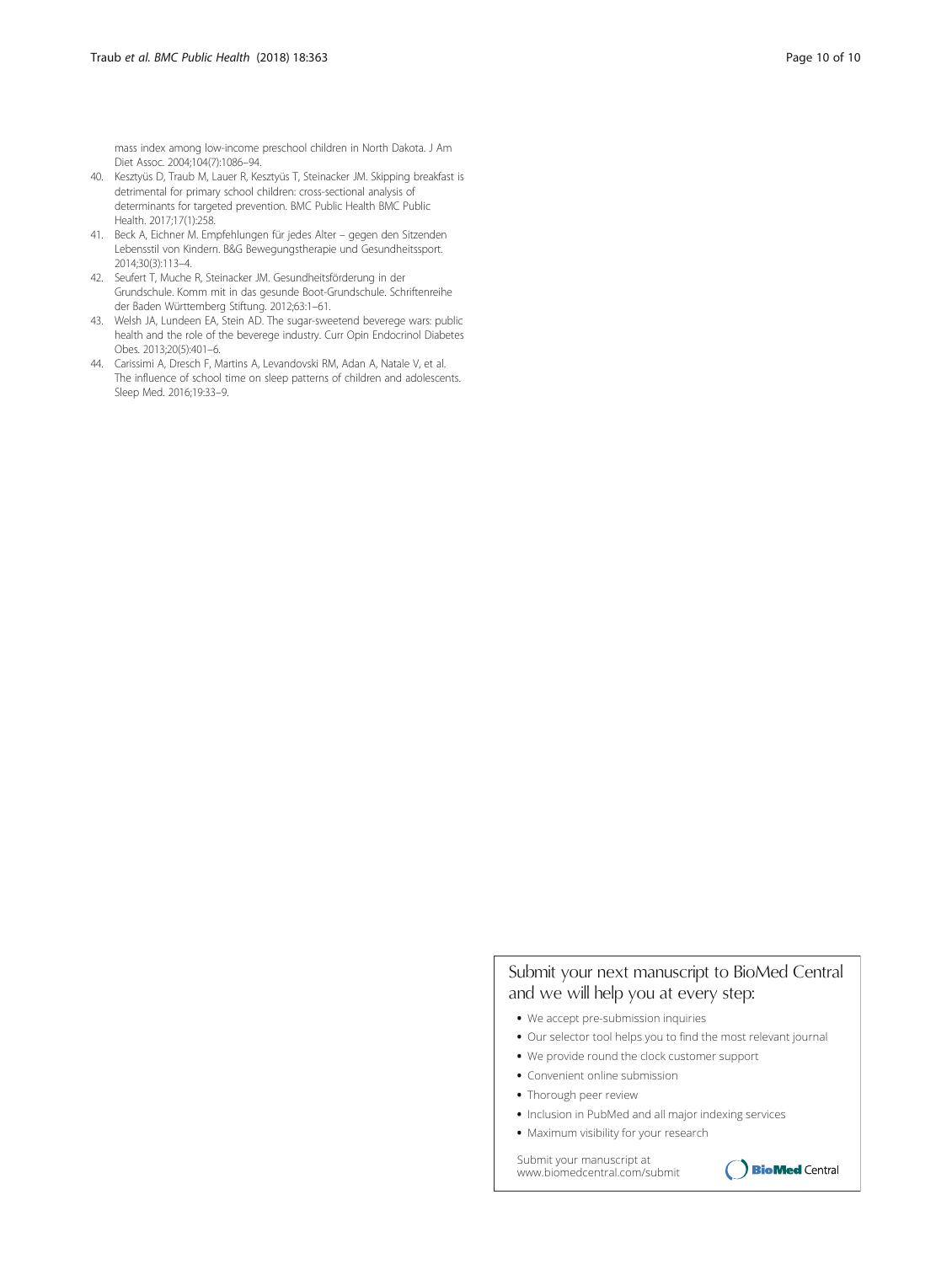mass index among low-income preschool children in North Dakota. J Am Diet Assoc. 2004;104(7):1086–94.

40. Kesztyüs D, Traub M, Lauer R, Kesztyüs T, Steinacker JM. Skipping breakfast is detrimental for primary school children: cross-sectional analysis of determinants for targeted prevention. BMC Public Health BMC Public Health. 2017;17(1):258.
41. Beck A, Eichner M. Empfehlungen für jedes Alter – gegen den Sitzenden Lebensstil von Kindern. B&G Bewegungstherapie und Gesundheitssport. 2014;30(3):113–4.
42. Seufert T, Muche R, Steinacker JM. Gesundheitsförderung in der Grundschule. Komm mit in das gesunde Boot-Grundschule. Schriftenreihe der Baden Württemberg Stiftung. 2012;63:1–61.
43. Welsh JA, Lundeen EA, Stein AD. The sugar-sweetend beverege wars: public health and the role of the beverege industry. Curr Opin Endocrinol Diabetes Obes. 2013;20(5):401–6.
44. Carissimi A, Dresch F, Martins A, Levandovski RM, Adan A, Natale V, et al. The influence of school time on sleep patterns of children and adolescents. Sleep Med. 2016;19:33–9.

Submit your next manuscript to BioMed Central and we will help you at every step:

- We accept pre-submission inquiries
- Our selector tool helps you to find the most relevant journal
- We provide round the clock customer support
- Convenient online submission
- Thorough peer review
- Inclusion in PubMed and all major indexing services
- Maximum visibility for your research

Submit your manuscript at www.biomedcentral.com/submit

BioMed Central